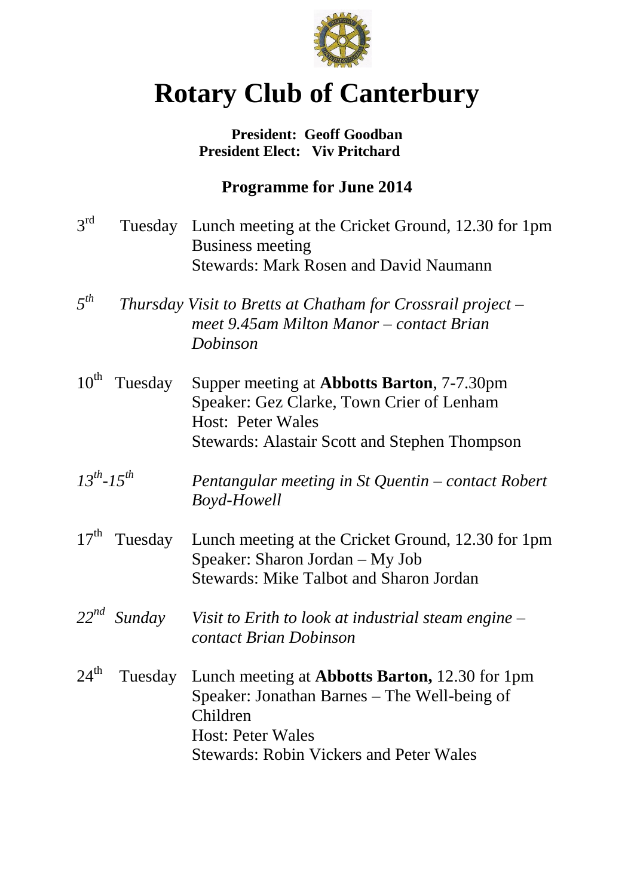# Rotary Club of Canterbury

**President: Geoff Goodban**
**President Elect: Viv Pritchard**

## Programme for June 2014

3rd Tuesday Lunch meeting at the Cricket Ground, 12.30 for 1pm
Business meeting
Stewards: Mark Rosen and David Naumann

*5th Thursday Visit to Bretts at Chatham for Crossrail project – meet 9.45am Milton Manor – contact Brian Dobinson*

10th Tuesday Supper meeting at **Abbotts Barton**, 7-7.30pm
Speaker: Gez Clarke, Town Crier of Lenham
Host: Peter Wales
Stewards: Alastair Scott and Stephen Thompson

*13th-15th Pentangular meeting in St Quentin – contact Robert Boyd-Howell*

17th Tuesday Lunch meeting at the Cricket Ground, 12.30 for 1pm
Speaker: Sharon Jordan – My Job
Stewards: Mike Talbot and Sharon Jordan

*22nd Sunday Visit to Erith to look at industrial steam engine – contact Brian Dobinson*

24th Tuesday Lunch meeting at **Abbotts Barton,** 12.30 for 1pm
Speaker: Jonathan Barnes – The Well-being of Children
Host: Peter Wales
Stewards: Robin Vickers and Peter Wales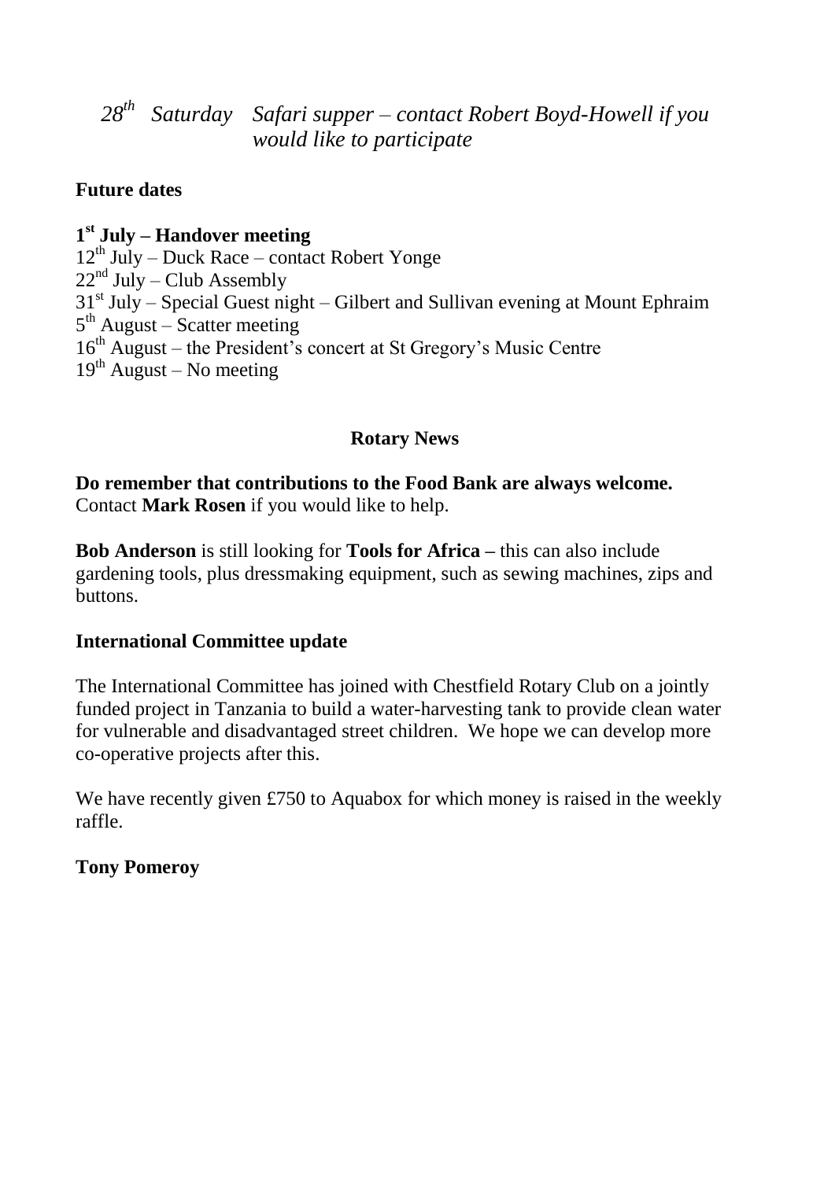*28th Saturday Safari supper – contact Robert Boyd-Howell if you would like to participate*

**Future dates**

**1st July – Handover meeting**
12th July – Duck Race – contact Robert Yonge
22nd July – Club Assembly
31st July – Special Guest night – Gilbert and Sullivan evening at Mount Ephraim
5th August – Scatter meeting
16th August – the President's concert at St Gregory's Music Centre
19th August – No meeting

**Rotary News**

**Do remember that contributions to the Food Bank are always welcome.**
Contact **Mark Rosen** if you would like to help.

**Bob Anderson** is still looking for **Tools for Africa –** this can also include gardening tools, plus dressmaking equipment, such as sewing machines, zips and buttons.

**International Committee update**

The International Committee has joined with Chestfield Rotary Club on a jointly funded project in Tanzania to build a water-harvesting tank to provide clean water for vulnerable and disadvantaged street children. We hope we can develop more co-operative projects after this.

We have recently given £750 to Aquabox for which money is raised in the weekly raffle.

**Tony Pomeroy**